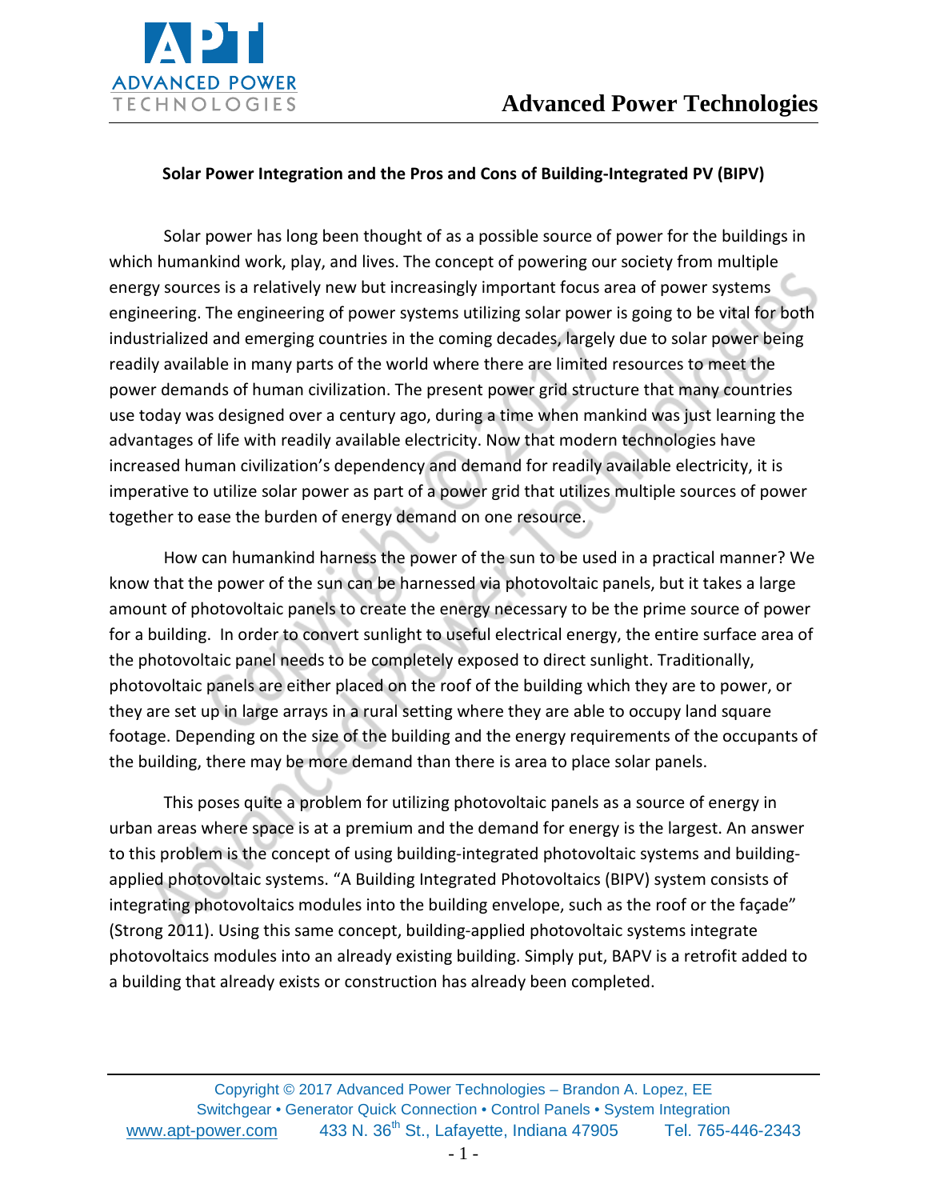## Solar Power Integration and the Pros and Cons of Building-Integrated PV (BIPV)

Solar power has long been thought of as a possible source of power for the buildings in which humankind work, play, and lives. The concept of powering our society from multiple energy sources is a relatively new but increasingly important focus area of power systems engineering. The engineering of power systems utilizing solar power is going to be vital for both industrialized and emerging countries in the coming decades, largely due to solar power being readily available in many parts of the world where there are limited resources to meet the power demands of human civilization. The present power grid structure that many countries use today was designed over a century ago, during a time when mankind was just learning the advantages of life with readily available electricity. Now that modern technologies have increased human civilization's dependency and demand for readily available electricity, it is imperative to utilize solar power as part of a power grid that utilizes multiple sources of power together to ease the burden of energy demand on one resource.

How can humankind harness the power of the sun to be used in a practical manner? We know that the power of the sun can be harnessed via photovoltaic panels, but it takes a large amount of photovoltaic panels to create the energy necessary to be the prime source of power for a building. In order to convert sunlight to useful electrical energy, the entire surface area of the photovoltaic panel needs to be completely exposed to direct sunlight. Traditionally, photovoltaic panels are either placed on the roof of the building which they are to power, or they are set up in large arrays in a rural setting where they are able to occupy land square footage. Depending on the size of the building and the energy requirements of the occupants of the building, there may be more demand than there is area to place solar panels.

This poses quite a problem for utilizing photovoltaic panels as a source of energy in urban areas where space is at a premium and the demand for energy is the largest. An answer to this problem is the concept of using building-integrated photovoltaic systems and building-applied photovoltaic systems. "A Building Integrated Photovoltaics (BIPV) system consists of integrating photovoltaics modules into the building envelope, such as the roof or the façade" (Strong 2011). Using this same concept, building-applied photovoltaic systems integrate photovoltaics modules into an already existing building. Simply put, BAPV is a retrofit added to a building that already exists or construction has already been completed.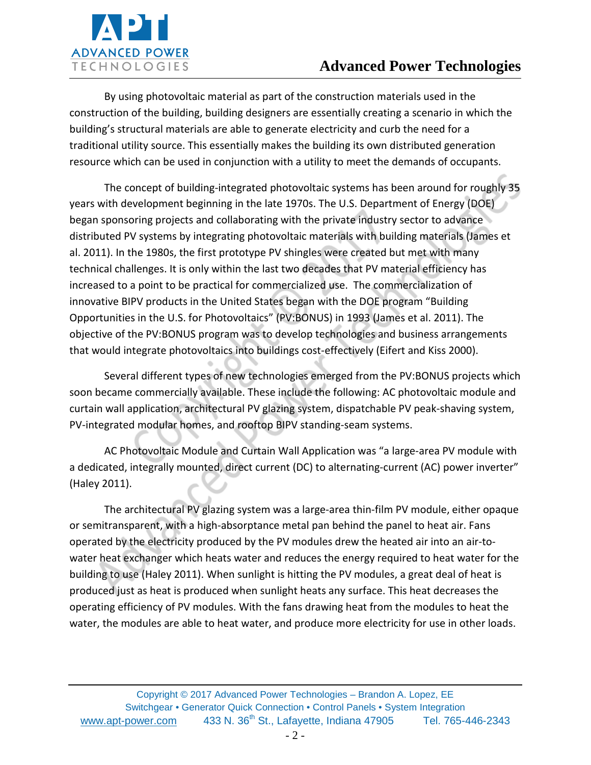By using photovoltaic material as part of the construction materials used in the construction of the building, building designers are essentially creating a scenario in which the building's structural materials are able to generate electricity and curb the need for a traditional utility source. This essentially makes the building its own distributed generation resource which can be used in conjunction with a utility to meet the demands of occupants.

The concept of building-integrated photovoltaic systems has been around for roughly 35 years with development beginning in the late 1970s. The U.S. Department of Energy (DOE) began sponsoring projects and collaborating with the private industry sector to advance distributed PV systems by integrating photovoltaic materials with building materials (James et al. 2011). In the 1980s, the first prototype PV shingles were created but met with many technical challenges. It is only within the last two decades that PV material efficiency has increased to a point to be practical for commercialized use. The commercialization of innovative BIPV products in the United States began with the DOE program "Building Opportunities in the U.S. for Photovoltaics" (PV:BONUS) in 1993 (James et al. 2011). The objective of the PV:BONUS program was to develop technologies and business arrangements that would integrate photovoltaics into buildings cost-effectively (Eifert and Kiss 2000).

Several different types of new technologies emerged from the PV:BONUS projects which soon became commercially available. These include the following: AC photovoltaic module and curtain wall application, architectural PV glazing system, dispatchable PV peak-shaving system, PV-integrated modular homes, and rooftop BIPV standing-seam systems.

AC Photovoltaic Module and Curtain Wall Application was "a large-area PV module with a dedicated, integrally mounted, direct current (DC) to alternating-current (AC) power inverter" (Haley 2011).

The architectural PV glazing system was a large-area thin-film PV module, either opaque or semitransparent, with a high-absorptance metal pan behind the panel to heat air. Fans operated by the electricity produced by the PV modules drew the heated air into an air-to-water heat exchanger which heats water and reduces the energy required to heat water for the building to use (Haley 2011). When sunlight is hitting the PV modules, a great deal of heat is produced just as heat is produced when sunlight heats any surface. This heat decreases the operating efficiency of PV modules. With the fans drawing heat from the modules to heat the water, the modules are able to heat water, and produce more electricity for use in other loads.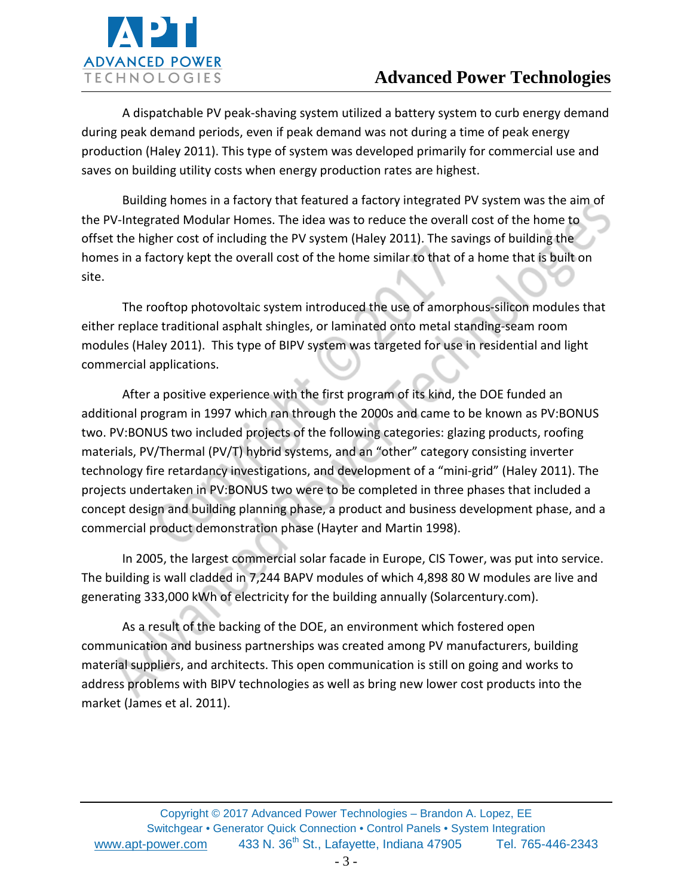A dispatchable PV peak-shaving system utilized a battery system to curb energy demand during peak demand periods, even if peak demand was not during a time of peak energy production (Haley 2011). This type of system was developed primarily for commercial use and saves on building utility costs when energy production rates are highest.

Building homes in a factory that featured a factory integrated PV system was the aim of the PV-Integrated Modular Homes. The idea was to reduce the overall cost of the home to offset the higher cost of including the PV system (Haley 2011). The savings of building the homes in a factory kept the overall cost of the home similar to that of a home that is built on site.

The rooftop photovoltaic system introduced the use of amorphous-silicon modules that either replace traditional asphalt shingles, or laminated onto metal standing-seam room modules (Haley 2011). This type of BIPV system was targeted for use in residential and light commercial applications.

After a positive experience with the first program of its kind, the DOE funded an additional program in 1997 which ran through the 2000s and came to be known as PV:BONUS two. PV:BONUS two included projects of the following categories: glazing products, roofing materials, PV/Thermal (PV/T) hybrid systems, and an "other" category consisting inverter technology fire retardancy investigations, and development of a "mini-grid" (Haley 2011). The projects undertaken in PV:BONUS two were to be completed in three phases that included a concept design and building planning phase, a product and business development phase, and a commercial product demonstration phase (Hayter and Martin 1998).

In 2005, the largest commercial solar facade in Europe, CIS Tower, was put into service. The building is wall cladded in 7,244 BAPV modules of which 4,898 80 W modules are live and generating 333,000 kWh of electricity for the building annually (Solarcentury.com).

As a result of the backing of the DOE, an environment which fostered open communication and business partnerships was created among PV manufacturers, building material suppliers, and architects. This open communication is still on going and works to address problems with BIPV technologies as well as bring new lower cost products into the market (James et al. 2011).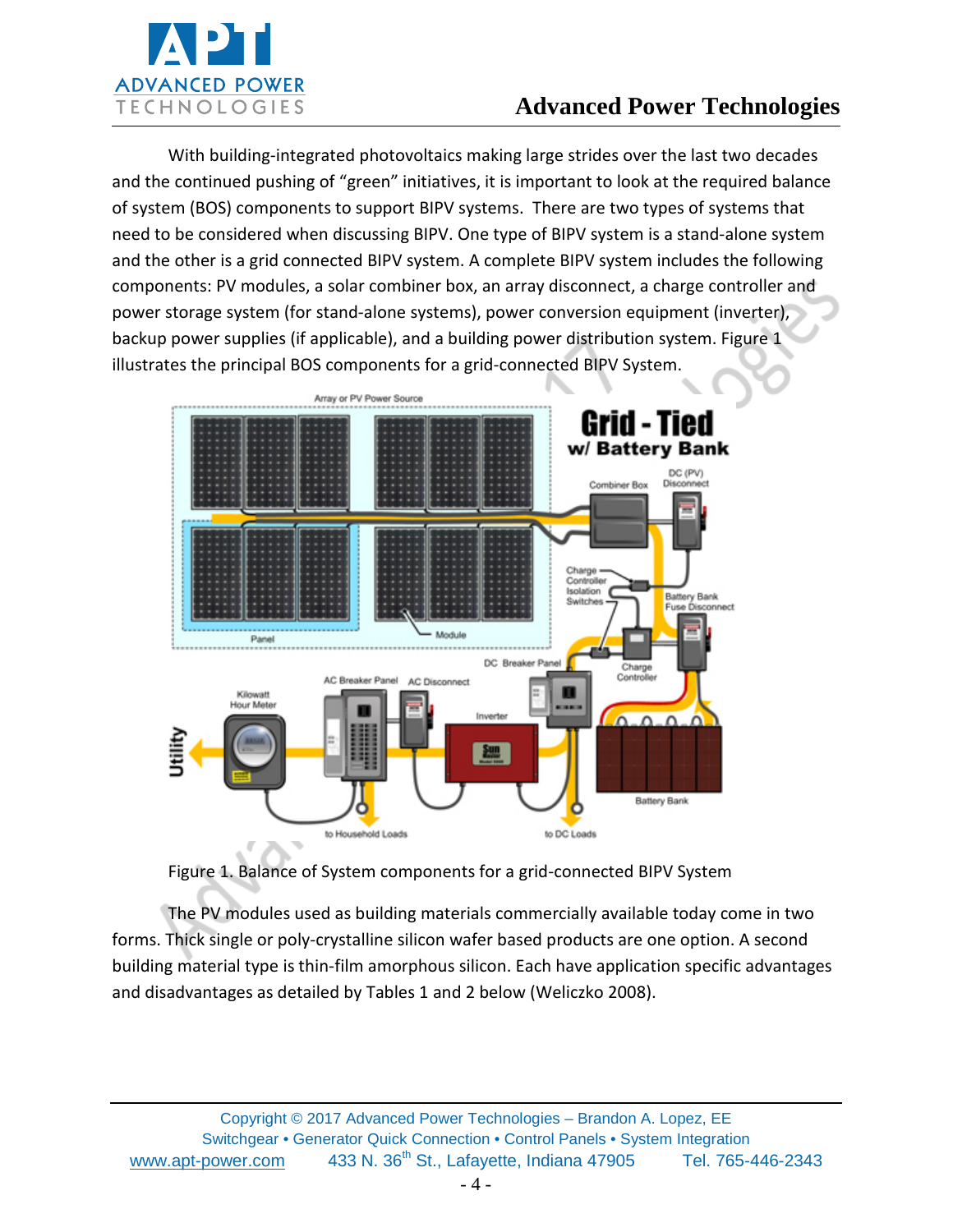With building-integrated photovoltaics making large strides over the last two decades and the continued pushing of "green" initiatives, it is important to look at the required balance of system (BOS) components to support BIPV systems. There are two types of systems that need to be considered when discussing BIPV. One type of BIPV system is a stand-alone system and the other is a grid connected BIPV system. A complete BIPV system includes the following components: PV modules, a solar combiner box, an array disconnect, a charge controller and power storage system (for stand-alone systems), power conversion equipment (inverter), backup power supplies (if applicable), and a building power distribution system. Figure 1 illustrates the principal BOS components for a grid-connected BIPV System.

Figure 1. Balance of System components for a grid-connected BIPV System

The PV modules used as building materials commercially available today come in two forms. Thick single or poly-crystalline silicon wafer based products are one option. A second building material type is thin-film amorphous silicon. Each have application specific advantages and disadvantages as detailed by Tables 1 and 2 below (Weliczko 2008).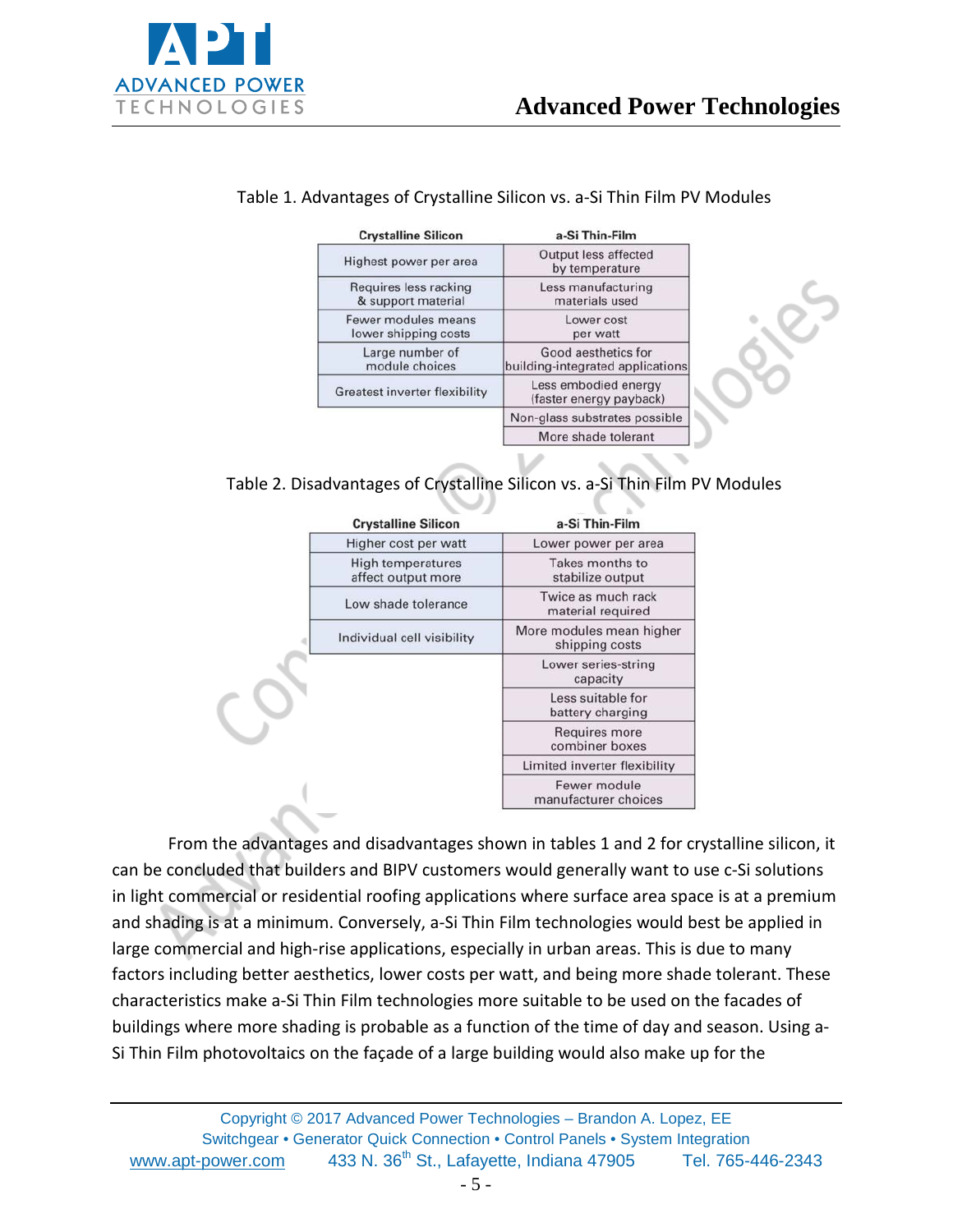Table 1. Advantages of Crystalline Silicon vs. a-Si Thin Film PV Modules

| Crystalline Silicon | a-Si Thin-Film |
|---|---|
| Highest power per area | Output less affected by temperature |
| Requires less racking & support material | Less manufacturing materials used |
| Fewer modules means lower shipping costs | Lower cost per watt |
| Large number of module choices | Good aesthetics for building-integrated applications |
| Greatest inverter flexibility | Less embodied energy (faster energy payback) |
| | Non-glass substrates possible |
| | More shade tolerant |

Table 2. Disadvantages of Crystalline Silicon vs. a-Si Thin Film PV Modules

| Crystalline Silicon | a-Si Thin-Film |
|---|---|
| Higher cost per watt | Lower power per area |
| High temperatures affect output more | Takes months to stabilize output |
| Low shade tolerance | Twice as much rack material required |
| Individual cell visibility | More modules mean higher shipping costs |
| | Lower series-string capacity |
| | Less suitable for battery charging |
| | Requires more combiner boxes |
| | Limited inverter flexibility |
| | Fewer module manufacturer choices |

From the advantages and disadvantages shown in tables 1 and 2 for crystalline silicon, it can be concluded that builders and BIPV customers would generally want to use c-Si solutions in light commercial or residential roofing applications where surface area space is at a premium and shading is at a minimum. Conversely, a-Si Thin Film technologies would best be applied in large commercial and high-rise applications, especially in urban areas. This is due to many factors including better aesthetics, lower costs per watt, and being more shade tolerant. These characteristics make a-Si Thin Film technologies more suitable to be used on the facades of buildings where more shading is probable as a function of the time of day and season. Using a-Si Thin Film photovoltaics on the façade of a large building would also make up for the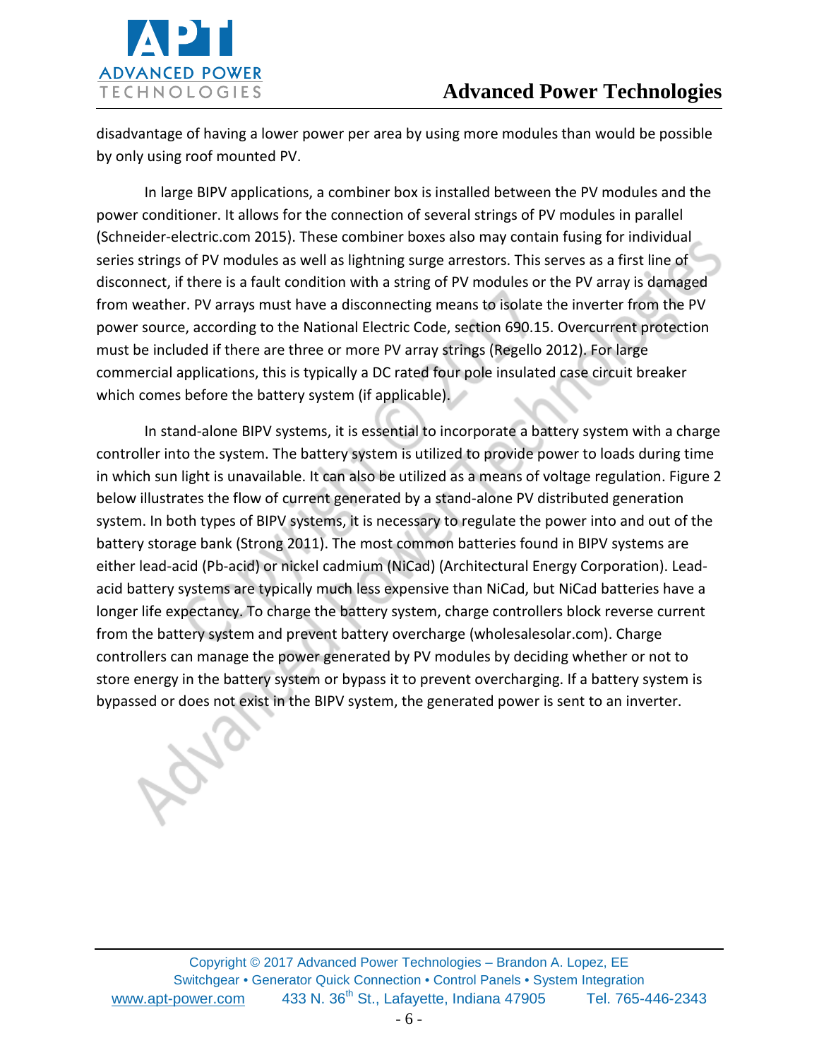disadvantage of having a lower power per area by using more modules than would be possible by only using roof mounted PV.

In large BIPV applications, a combiner box is installed between the PV modules and the power conditioner. It allows for the connection of several strings of PV modules in parallel (Schneider-electric.com 2015). These combiner boxes also may contain fusing for individual series strings of PV modules as well as lightning surge arrestors. This serves as a first line of disconnect, if there is a fault condition with a string of PV modules or the PV array is damaged from weather. PV arrays must have a disconnecting means to isolate the inverter from the PV power source, according to the National Electric Code, section 690.15. Overcurrent protection must be included if there are three or more PV array strings (Regello 2012). For large commercial applications, this is typically a DC rated four pole insulated case circuit breaker which comes before the battery system (if applicable).

In stand-alone BIPV systems, it is essential to incorporate a battery system with a charge controller into the system. The battery system is utilized to provide power to loads during time in which sun light is unavailable. It can also be utilized as a means of voltage regulation. Figure 2 below illustrates the flow of current generated by a stand-alone PV distributed generation system. In both types of BIPV systems, it is necessary to regulate the power into and out of the battery storage bank (Strong 2011). The most common batteries found in BIPV systems are either lead-acid (Pb-acid) or nickel cadmium (NiCad) (Architectural Energy Corporation). Lead-acid battery systems are typically much less expensive than NiCad, but NiCad batteries have a longer life expectancy. To charge the battery system, charge controllers block reverse current from the battery system and prevent battery overcharge (wholesalesolar.com). Charge controllers can manage the power generated by PV modules by deciding whether or not to store energy in the battery system or bypass it to prevent overcharging. If a battery system is bypassed or does not exist in the BIPV system, the generated power is sent to an inverter.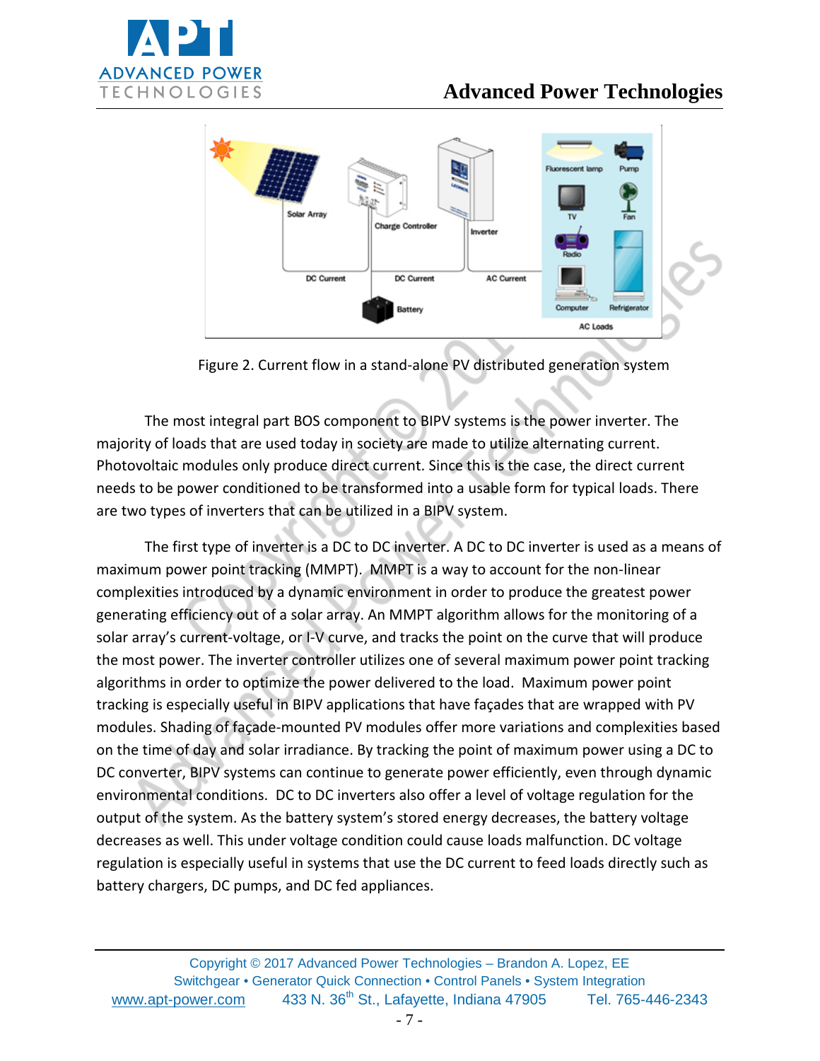Figure 2. Current flow in a stand-alone PV distributed generation system

The most integral part BOS component to BIPV systems is the power inverter. The majority of loads that are used today in society are made to utilize alternating current. Photovoltaic modules only produce direct current. Since this is the case, the direct current needs to be power conditioned to be transformed into a usable form for typical loads. There are two types of inverters that can be utilized in a BIPV system.

The first type of inverter is a DC to DC inverter. A DC to DC inverter is used as a means of maximum power point tracking (MMPT). MMPT is a way to account for the non-linear complexities introduced by a dynamic environment in order to produce the greatest power generating efficiency out of a solar array. An MMPT algorithm allows for the monitoring of a solar array's current-voltage, or I-V curve, and tracks the point on the curve that will produce the most power. The inverter controller utilizes one of several maximum power point tracking algorithms in order to optimize the power delivered to the load. Maximum power point tracking is especially useful in BIPV applications that have façades that are wrapped with PV modules. Shading of façade-mounted PV modules offer more variations and complexities based on the time of day and solar irradiance. By tracking the point of maximum power using a DC to DC converter, BIPV systems can continue to generate power efficiently, even through dynamic environmental conditions. DC to DC inverters also offer a level of voltage regulation for the output of the system. As the battery system's stored energy decreases, the battery voltage decreases as well. This under voltage condition could cause loads malfunction. DC voltage regulation is especially useful in systems that use the DC current to feed loads directly such as battery chargers, DC pumps, and DC fed appliances.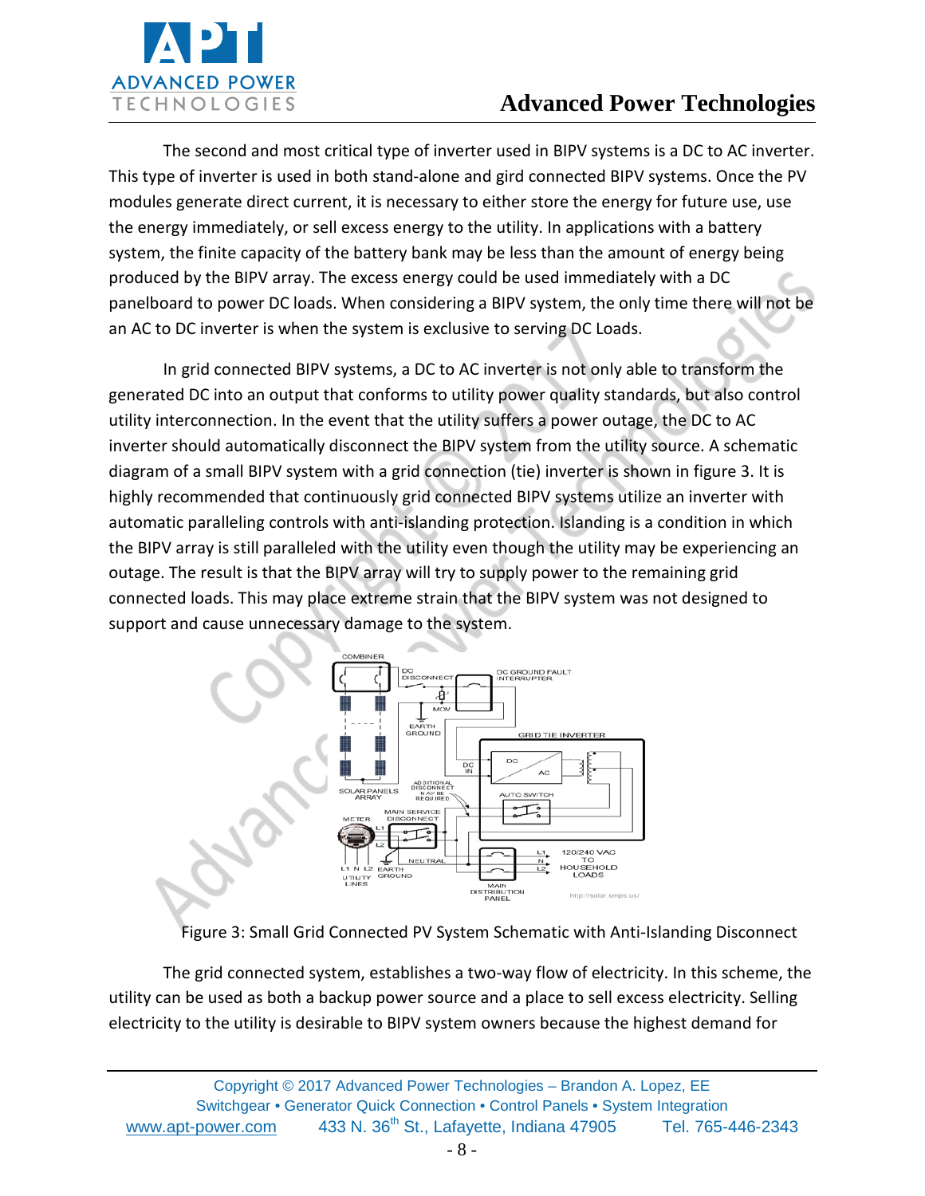The second and most critical type of inverter used in BIPV systems is a DC to AC inverter. This type of inverter is used in both stand-alone and gird connected BIPV systems. Once the PV modules generate direct current, it is necessary to either store the energy for future use, use the energy immediately, or sell excess energy to the utility. In applications with a battery system, the finite capacity of the battery bank may be less than the amount of energy being produced by the BIPV array. The excess energy could be used immediately with a DC panelboard to power DC loads. When considering a BIPV system, the only time there will not be an AC to DC inverter is when the system is exclusive to serving DC Loads.

In grid connected BIPV systems, a DC to AC inverter is not only able to transform the generated DC into an output that conforms to utility power quality standards, but also control utility interconnection. In the event that the utility suffers a power outage, the DC to AC inverter should automatically disconnect the BIPV system from the utility source. A schematic diagram of a small BIPV system with a grid connection (tie) inverter is shown in figure 3. It is highly recommended that continuously grid connected BIPV systems utilize an inverter with automatic paralleling controls with anti-islanding protection. Islanding is a condition in which the BIPV array is still paralleled with the utility even though the utility may be experiencing an outage. The result is that the BIPV array will try to supply power to the remaining grid connected loads. This may place extreme strain that the BIPV system was not designed to support and cause unnecessary damage to the system.

Figure 3: Small Grid Connected PV System Schematic with Anti-Islanding Disconnect

The grid connected system, establishes a two-way flow of electricity. In this scheme, the utility can be used as both a backup power source and a place to sell excess electricity. Selling electricity to the utility is desirable to BIPV system owners because the highest demand for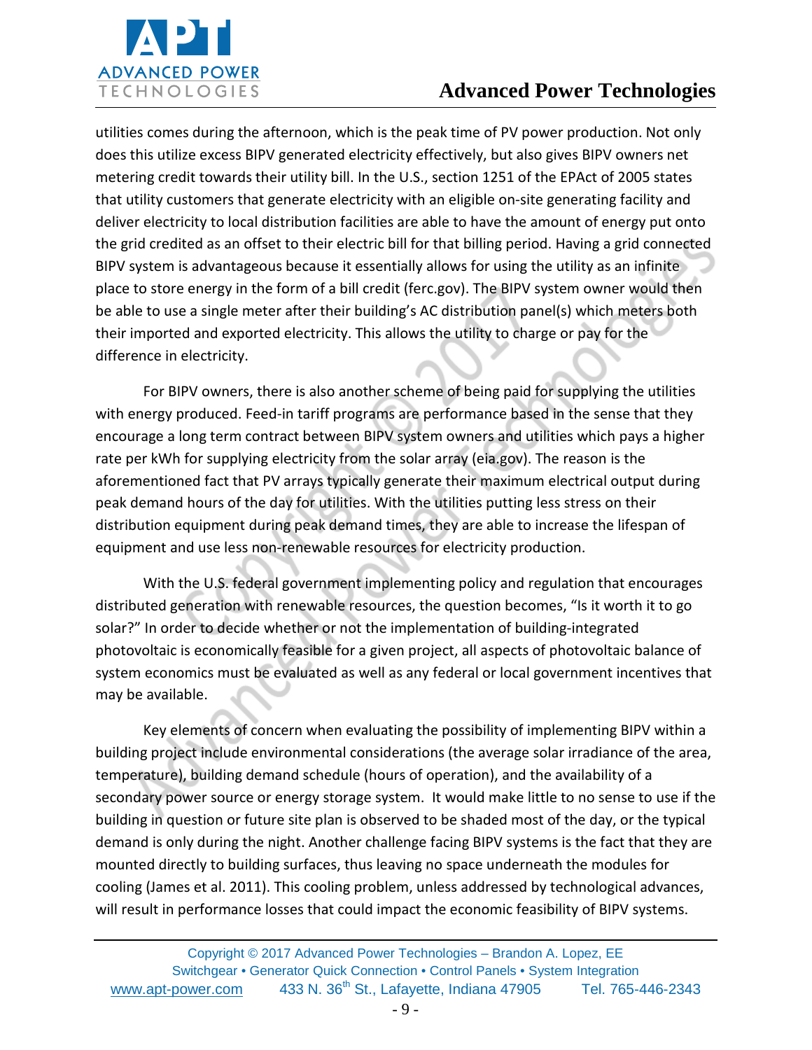utilities comes during the afternoon, which is the peak time of PV power production. Not only does this utilize excess BIPV generated electricity effectively, but also gives BIPV owners net metering credit towards their utility bill. In the U.S., section 1251 of the EPAct of 2005 states that utility customers that generate electricity with an eligible on-site generating facility and deliver electricity to local distribution facilities are able to have the amount of energy put onto the grid credited as an offset to their electric bill for that billing period. Having a grid connected BIPV system is advantageous because it essentially allows for using the utility as an infinite place to store energy in the form of a bill credit (ferc.gov). The BIPV system owner would then be able to use a single meter after their building's AC distribution panel(s) which meters both their imported and exported electricity. This allows the utility to charge or pay for the difference in electricity.

For BIPV owners, there is also another scheme of being paid for supplying the utilities with energy produced. Feed-in tariff programs are performance based in the sense that they encourage a long term contract between BIPV system owners and utilities which pays a higher rate per kWh for supplying electricity from the solar array (eia.gov). The reason is the aforementioned fact that PV arrays typically generate their maximum electrical output during peak demand hours of the day for utilities. With the utilities putting less stress on their distribution equipment during peak demand times, they are able to increase the lifespan of equipment and use less non-renewable resources for electricity production.

With the U.S. federal government implementing policy and regulation that encourages distributed generation with renewable resources, the question becomes, "Is it worth it to go solar?" In order to decide whether or not the implementation of building-integrated photovoltaic is economically feasible for a given project, all aspects of photovoltaic balance of system economics must be evaluated as well as any federal or local government incentives that may be available.

Key elements of concern when evaluating the possibility of implementing BIPV within a building project include environmental considerations (the average solar irradiance of the area, temperature), building demand schedule (hours of operation), and the availability of a secondary power source or energy storage system. It would make little to no sense to use if the building in question or future site plan is observed to be shaded most of the day, or the typical demand is only during the night. Another challenge facing BIPV systems is the fact that they are mounted directly to building surfaces, thus leaving no space underneath the modules for cooling (James et al. 2011). This cooling problem, unless addressed by technological advances, will result in performance losses that could impact the economic feasibility of BIPV systems.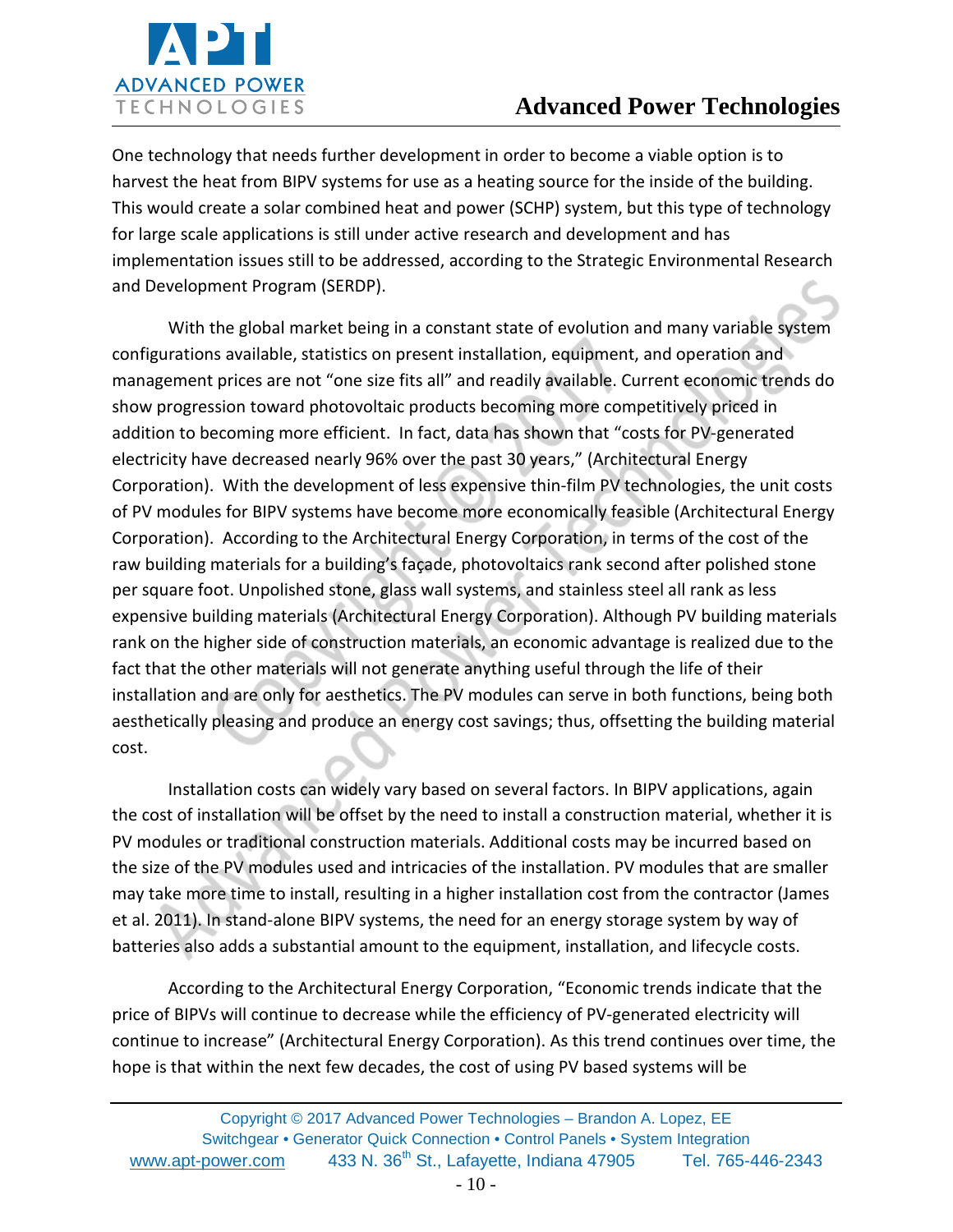One technology that needs further development in order to become a viable option is to harvest the heat from BIPV systems for use as a heating source for the inside of the building. This would create a solar combined heat and power (SCHP) system, but this type of technology for large scale applications is still under active research and development and has implementation issues still to be addressed, according to the Strategic Environmental Research and Development Program (SERDP).

With the global market being in a constant state of evolution and many variable system configurations available, statistics on present installation, equipment, and operation and management prices are not "one size fits all" and readily available. Current economic trends do show progression toward photovoltaic products becoming more competitively priced in addition to becoming more efficient. In fact, data has shown that "costs for PV-generated electricity have decreased nearly 96% over the past 30 years," (Architectural Energy Corporation). With the development of less expensive thin-film PV technologies, the unit costs of PV modules for BIPV systems have become more economically feasible (Architectural Energy Corporation). According to the Architectural Energy Corporation, in terms of the cost of the raw building materials for a building's façade, photovoltaics rank second after polished stone per square foot. Unpolished stone, glass wall systems, and stainless steel all rank as less expensive building materials (Architectural Energy Corporation). Although PV building materials rank on the higher side of construction materials, an economic advantage is realized due to the fact that the other materials will not generate anything useful through the life of their installation and are only for aesthetics. The PV modules can serve in both functions, being both aesthetically pleasing and produce an energy cost savings; thus, offsetting the building material cost.

Installation costs can widely vary based on several factors. In BIPV applications, again the cost of installation will be offset by the need to install a construction material, whether it is PV modules or traditional construction materials. Additional costs may be incurred based on the size of the PV modules used and intricacies of the installation. PV modules that are smaller may take more time to install, resulting in a higher installation cost from the contractor (James et al. 2011). In stand-alone BIPV systems, the need for an energy storage system by way of batteries also adds a substantial amount to the equipment, installation, and lifecycle costs.

According to the Architectural Energy Corporation, "Economic trends indicate that the price of BIPVs will continue to decrease while the efficiency of PV-generated electricity will continue to increase" (Architectural Energy Corporation). As this trend continues over time, the hope is that within the next few decades, the cost of using PV based systems will be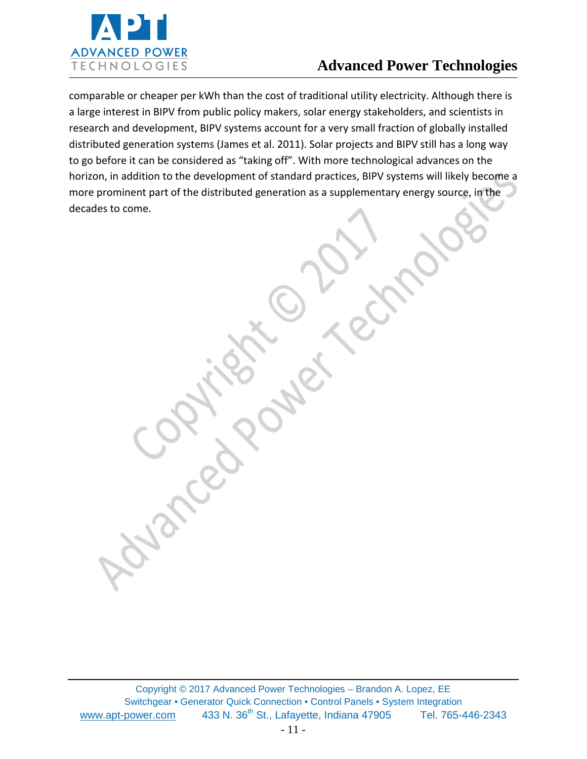comparable or cheaper per kWh than the cost of traditional utility electricity. Although there is a large interest in BIPV from public policy makers, solar energy stakeholders, and scientists in research and development, BIPV systems account for a very small fraction of globally installed distributed generation systems (James et al. 2011). Solar projects and BIPV still has a long way to go before it can be considered as "taking off". With more technological advances on the horizon, in addition to the development of standard practices, BIPV systems will likely become a more prominent part of the distributed generation as a supplementary energy source, in the decades to come.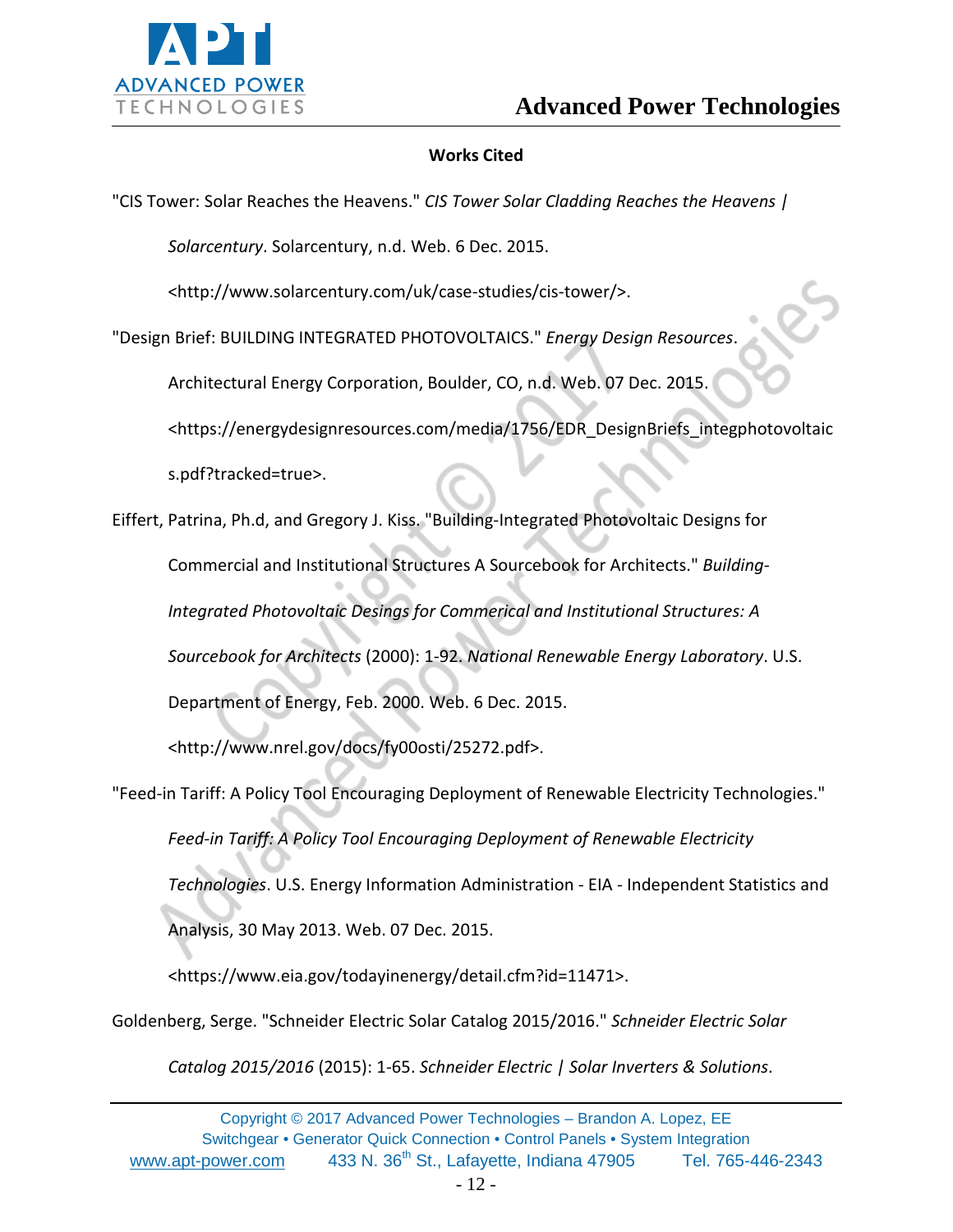## Works Cited

"CIS Tower: Solar Reaches the Heavens." *CIS Tower Solar Cladding Reaches the Heavens | Solarcentury*. Solarcentury, n.d. Web. 6 Dec. 2015. <http://www.solarcentury.com/uk/case-studies/cis-tower/>.

"Design Brief: BUILDING INTEGRATED PHOTOVOLTAICS." *Energy Design Resources*. Architectural Energy Corporation, Boulder, CO, n.d. Web. 07 Dec. 2015. <https://energydesignresources.com/media/1756/EDR_DesignBriefs_integphotovoltaics.pdf?tracked=true>.

Eiffert, Patrina, Ph.d, and Gregory J. Kiss. "Building-Integrated Photovoltaic Designs for Commercial and Institutional Structures A Sourcebook for Architects." *Building-Integrated Photovoltaic Desings for Commerical and Institutional Structures: A Sourcebook for Architects* (2000): 1-92. *National Renewable Energy Laboratory*. U.S. Department of Energy, Feb. 2000. Web. 6 Dec. 2015. <http://www.nrel.gov/docs/fy00osti/25272.pdf>.

"Feed-in Tariff: A Policy Tool Encouraging Deployment of Renewable Electricity Technologies." *Feed-in Tariff: A Policy Tool Encouraging Deployment of Renewable Electricity Technologies*. U.S. Energy Information Administration - EIA - Independent Statistics and Analysis, 30 May 2013. Web. 07 Dec. 2015. <https://www.eia.gov/todayinenergy/detail.cfm?id=11471>.

Goldenberg, Serge. "Schneider Electric Solar Catalog 2015/2016." *Schneider Electric Solar Catalog 2015/2016* (2015): 1-65. *Schneider Electric | Solar Inverters & Solutions*.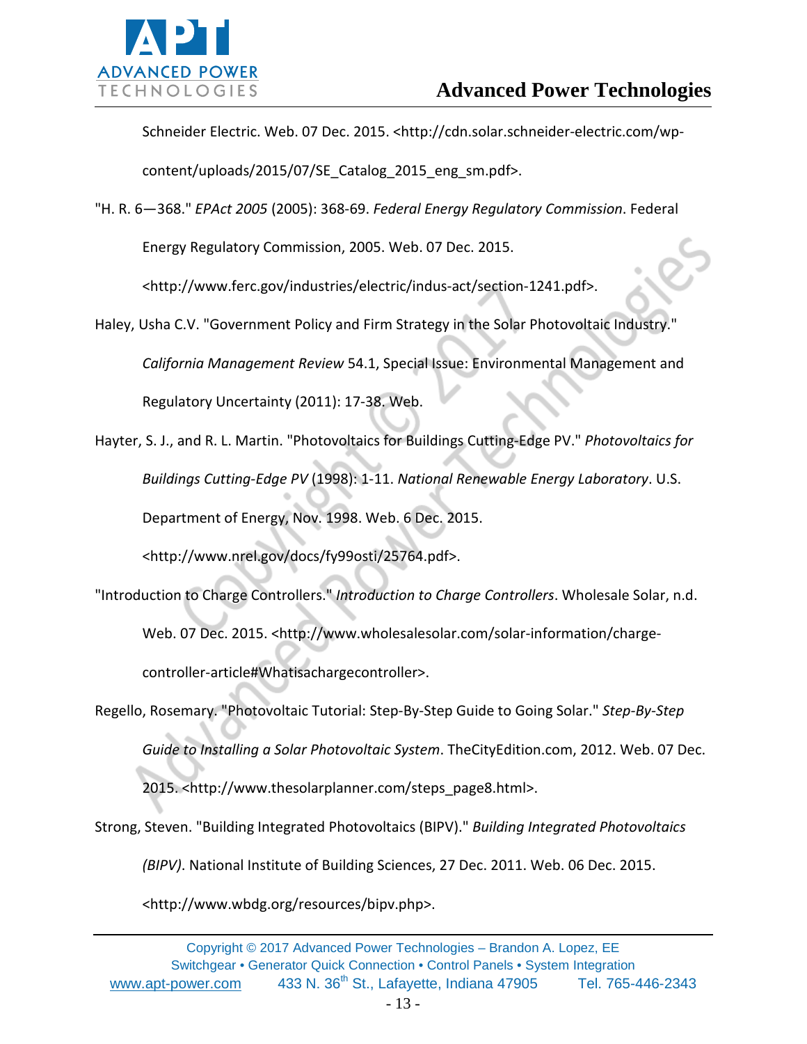Schneider Electric. Web. 07 Dec. 2015. <http://cdn.solar.schneider-electric.com/wp-content/uploads/2015/07/SE_Catalog_2015_eng_sm.pdf>.

"H. R. 6—368." *EPAct 2005* (2005): 368-69. *Federal Energy Regulatory Commission*. Federal Energy Regulatory Commission, 2005. Web. 07 Dec. 2015. <http://www.ferc.gov/industries/electric/indus-act/section-1241.pdf>.

Haley, Usha C.V. "Government Policy and Firm Strategy in the Solar Photovoltaic Industry." *California Management Review* 54.1, Special Issue: Environmental Management and Regulatory Uncertainty (2011): 17-38. Web.

Hayter, S. J., and R. L. Martin. "Photovoltaics for Buildings Cutting-Edge PV." *Photovoltaics for Buildings Cutting-Edge PV* (1998): 1-11. *National Renewable Energy Laboratory*. U.S. Department of Energy, Nov. 1998. Web. 6 Dec. 2015. <http://www.nrel.gov/docs/fy99osti/25764.pdf>.

"Introduction to Charge Controllers." *Introduction to Charge Controllers*. Wholesale Solar, n.d. Web. 07 Dec. 2015. <http://www.wholesalesolar.com/solar-information/charge-controller-article#Whatisachargecontroller>.

Regello, Rosemary. "Photovoltaic Tutorial: Step-By-Step Guide to Going Solar." *Step-By-Step Guide to Installing a Solar Photovoltaic System*. TheCityEdition.com, 2012. Web. 07 Dec. 2015. <http://www.thesolarplanner.com/steps_page8.html>.

Strong, Steven. "Building Integrated Photovoltaics (BIPV)." *Building Integrated Photovoltaics (BIPV)*. National Institute of Building Sciences, 27 Dec. 2011. Web. 06 Dec. 2015. <http://www.wbdg.org/resources/bipv.php>.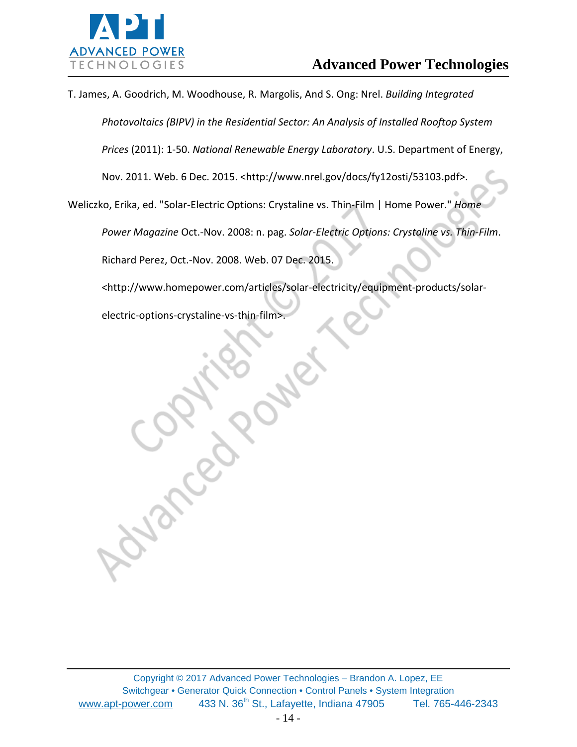T. James, A. Goodrich, M. Woodhouse, R. Margolis, And S. Ong: Nrel. *Building Integrated Photovoltaics (BIPV) in the Residential Sector: An Analysis of Installed Rooftop System Prices* (2011): 1-50. *National Renewable Energy Laboratory*. U.S. Department of Energy, Nov. 2011. Web. 6 Dec. 2015. <http://www.nrel.gov/docs/fy12osti/53103.pdf>.

Weliczko, Erika, ed. "Solar-Electric Options: Crystaline vs. Thin-Film | Home Power." *Home Power Magazine* Oct.-Nov. 2008: n. pag. *Solar-Electric Options: Crystaline vs. Thin-Film*. Richard Perez, Oct.-Nov. 2008. Web. 07 Dec. 2015. <http://www.homepower.com/articles/solar-electricity/equipment-products/solar-electric-options-crystaline-vs-thin-film>.